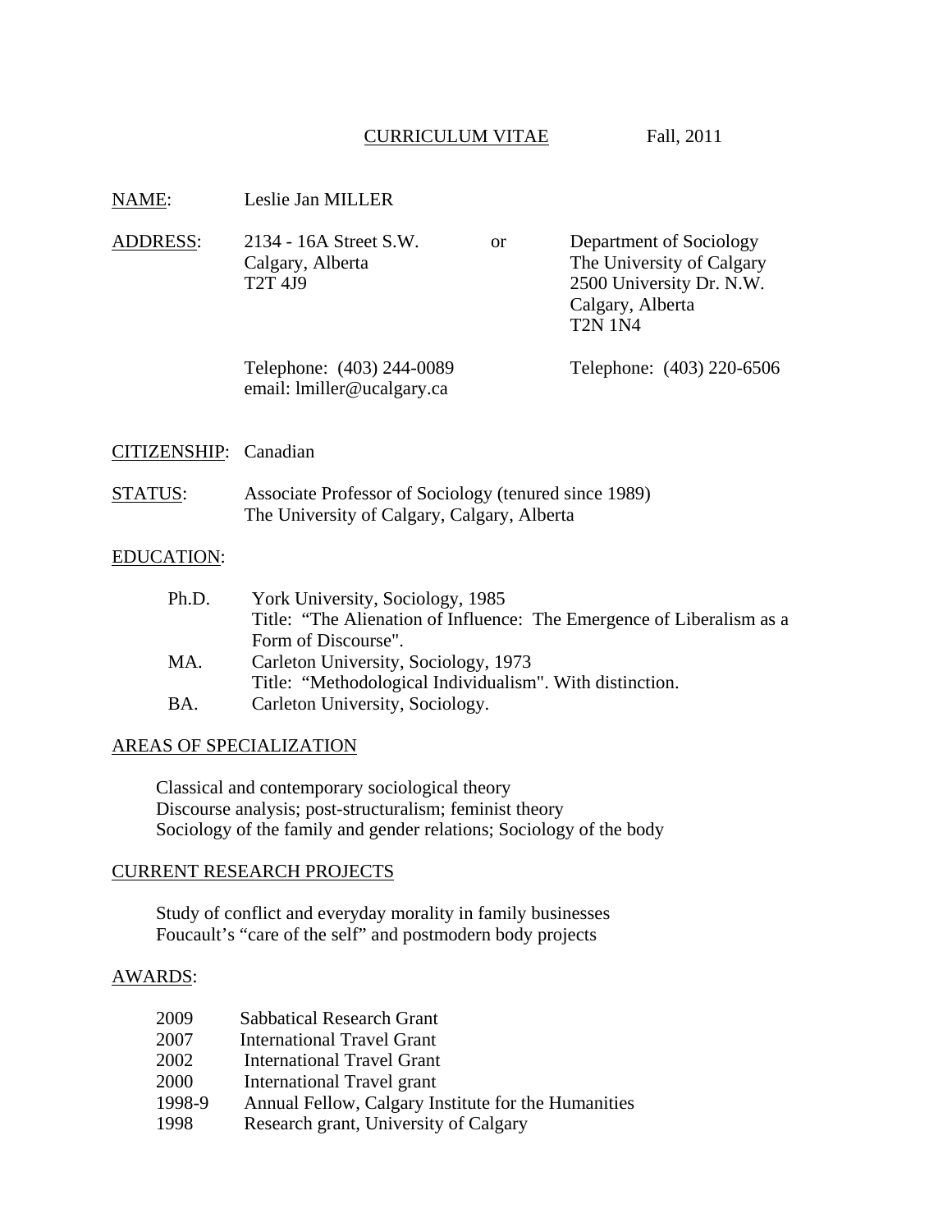# CURRICULUM VITAE — Fall, 2011

**NAME:** Leslie Jan MILLER

**ADDRESS:**

2134 - 16A Street S.W.
Calgary, Alberta
T2T 4J9

Telephone: (403) 244-0089
email: lmiller@ucalgary.ca

or

Department of Sociology
The University of Calgary
2500 University Dr. N.W.
Calgary, Alberta
T2N 1N4

Telephone: (403) 220-6506

**CITIZENSHIP:** Canadian

**STATUS:** Associate Professor of Sociology (tenured since 1989)
The University of Calgary, Calgary, Alberta

## EDUCATION:

| | |
|---|---|
| Ph.D. | York University, Sociology, 1985<br>Title: "The Alienation of Influence: The Emergence of Liberalism as a Form of Discourse". |
| MA. | Carleton University, Sociology, 1973<br>Title: "Methodological Individualism". With distinction. |
| BA. | Carleton University, Sociology. |

## AREAS OF SPECIALIZATION

Classical and contemporary sociological theory
Discourse analysis; post-structuralism; feminist theory
Sociology of the family and gender relations; Sociology of the body

## CURRENT RESEARCH PROJECTS

Study of conflict and everyday morality in family businesses
Foucault's "care of the self" and postmodern body projects

## AWARDS:

| | |
|---|---|
| 2009 | Sabbatical Research Grant |
| 2007 | International Travel Grant |
| 2002 | International Travel Grant |
| 2000 | International Travel grant |
| 1998-9 | Annual Fellow, Calgary Institute for the Humanities |
| 1998 | Research grant, University of Calgary |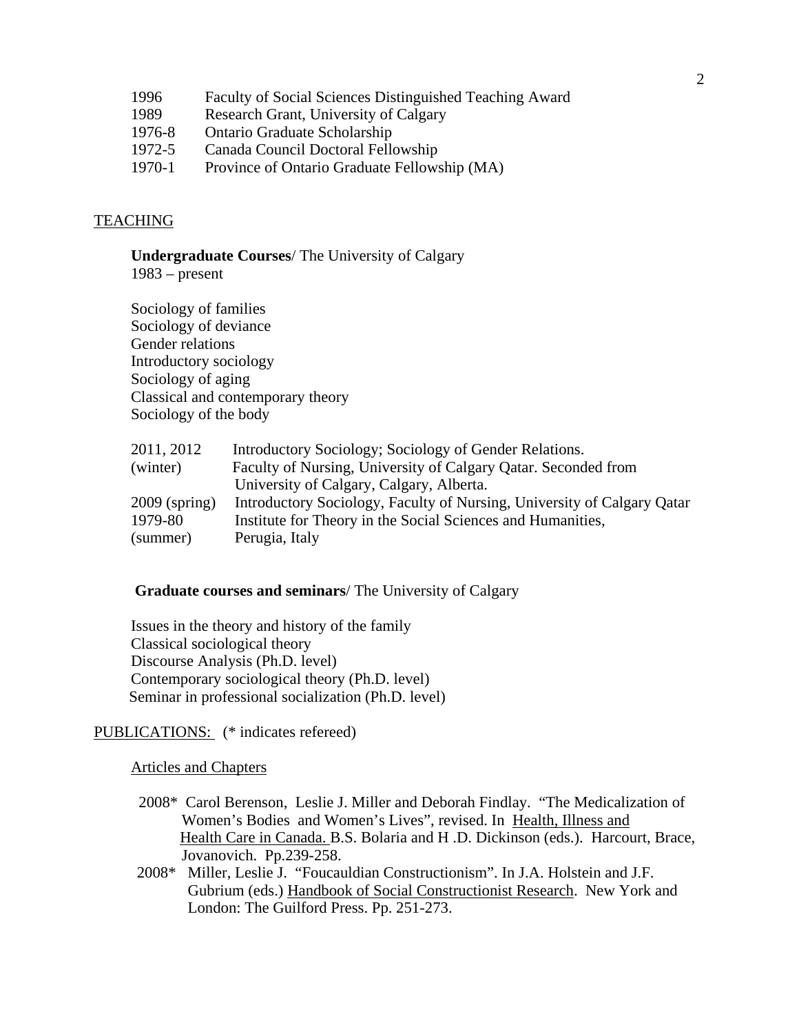1996 Faculty of Social Sciences Distinguished Teaching Award
1989 Research Grant, University of Calgary
1976-8 Ontario Graduate Scholarship
1972-5 Canada Council Doctoral Fellowship
1970-1 Province of Ontario Graduate Fellowship (MA)

## TEACHING

**Undergraduate Courses**/ The University of Calgary
1983 – present

Sociology of families
Sociology of deviance
Gender relations
Introductory sociology
Sociology of aging
Classical and contemporary theory
Sociology of the body

2011, 2012 (winter) Introductory Sociology; Sociology of Gender Relations. Faculty of Nursing, University of Calgary Qatar. Seconded from University of Calgary, Calgary, Alberta.
2009 (spring) Introductory Sociology, Faculty of Nursing, University of Calgary Qatar
1979-80 (summer) Institute for Theory in the Social Sciences and Humanities, Perugia, Italy

**Graduate courses and seminars**/ The University of Calgary

Issues in the theory and history of the family
Classical sociological theory
Discourse Analysis (Ph.D. level)
Contemporary sociological theory (Ph.D. level)
Seminar in professional socialization (Ph.D. level)

## PUBLICATIONS: (* indicates refereed)

### Articles and Chapters

2008* Carol Berenson, Leslie J. Miller and Deborah Findlay. "The Medicalization of Women's Bodies and Women's Lives", revised. In Health, Illness and Health Care in Canada. B.S. Bolaria and H .D. Dickinson (eds.). Harcourt, Brace, Jovanovich. Pp.239-258.

2008* Miller, Leslie J. "Foucauldian Constructionism". In J.A. Holstein and J.F. Gubrium (eds.) Handbook of Social Constructionist Research. New York and London: The Guilford Press. Pp. 251-273.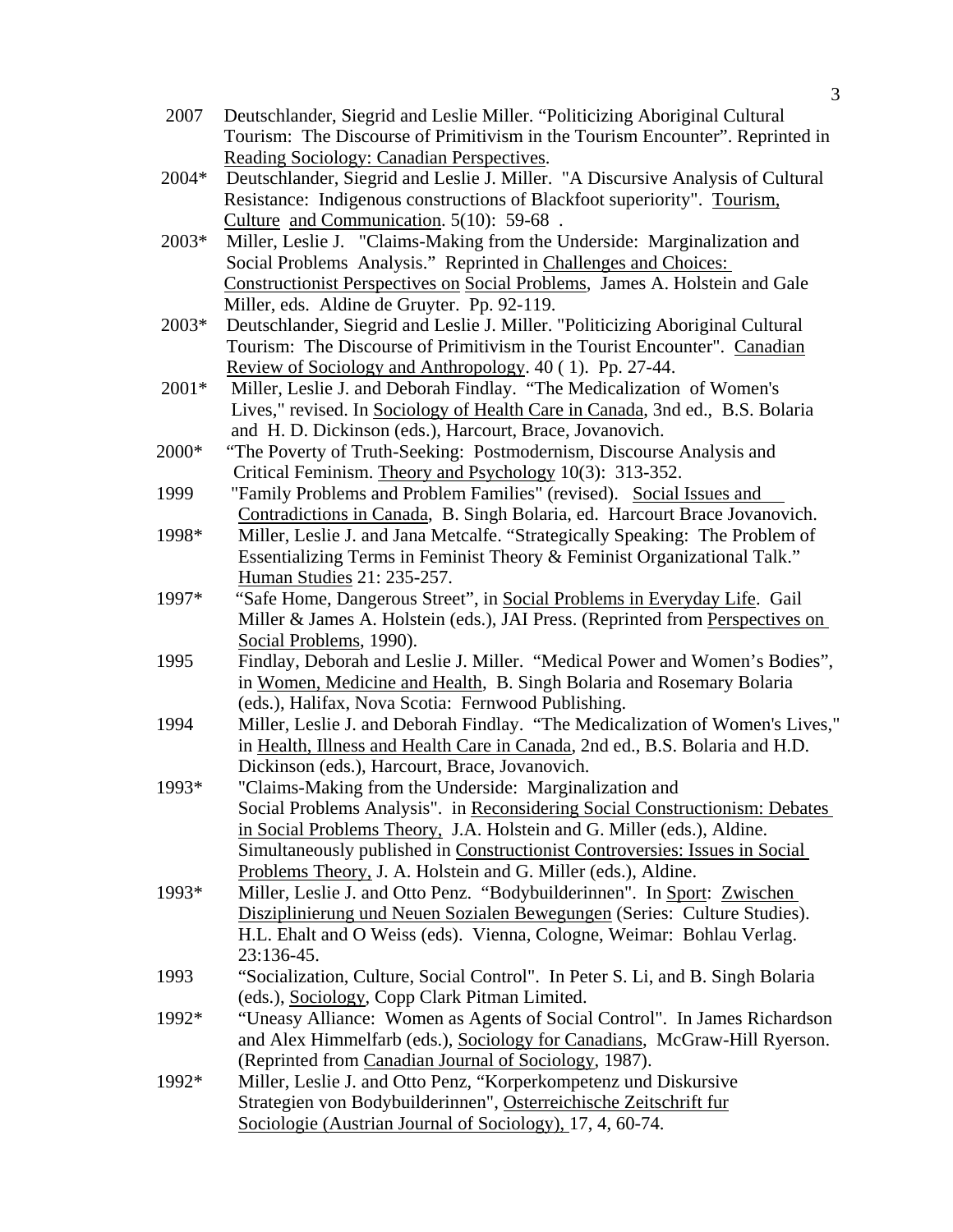2007 Deutschlander, Siegrid and Leslie Miller. "Politicizing Aboriginal Cultural Tourism: The Discourse of Primitivism in the Tourism Encounter". Reprinted in Reading Sociology: Canadian Perspectives.

2004* Deutschlander, Siegrid and Leslie J. Miller. "A Discursive Analysis of Cultural Resistance: Indigenous constructions of Blackfoot superiority". Tourism, Culture and Communication. 5(10): 59-68 .

2003* Miller, Leslie J. "Claims-Making from the Underside: Marginalization and Social Problems Analysis." Reprinted in Challenges and Choices: Constructionist Perspectives on Social Problems, James A. Holstein and Gale Miller, eds. Aldine de Gruyter. Pp. 92-119.

2003* Deutschlander, Siegrid and Leslie J. Miller. "Politicizing Aboriginal Cultural Tourism: The Discourse of Primitivism in the Tourist Encounter". Canadian Review of Sociology and Anthropology. 40 ( 1). Pp. 27-44.

2001* Miller, Leslie J. and Deborah Findlay. "The Medicalization of Women's Lives," revised. In Sociology of Health Care in Canada, 3nd ed., B.S. Bolaria and H. D. Dickinson (eds.), Harcourt, Brace, Jovanovich.

2000* "The Poverty of Truth-Seeking: Postmodernism, Discourse Analysis and Critical Feminism. Theory and Psychology 10(3): 313-352.

1999 "Family Problems and Problem Families" (revised). Social Issues and Contradictions in Canada, B. Singh Bolaria, ed. Harcourt Brace Jovanovich.

1998* Miller, Leslie J. and Jana Metcalfe. "Strategically Speaking: The Problem of Essentializing Terms in Feminist Theory & Feminist Organizational Talk." Human Studies 21: 235-257.

1997* "Safe Home, Dangerous Street", in Social Problems in Everyday Life. Gail Miller & James A. Holstein (eds.), JAI Press. (Reprinted from Perspectives on Social Problems, 1990).

1995 Findlay, Deborah and Leslie J. Miller. "Medical Power and Women's Bodies", in Women, Medicine and Health, B. Singh Bolaria and Rosemary Bolaria (eds.), Halifax, Nova Scotia: Fernwood Publishing.

1994 Miller, Leslie J. and Deborah Findlay. "The Medicalization of Women's Lives," in Health, Illness and Health Care in Canada, 2nd ed., B.S. Bolaria and H.D. Dickinson (eds.), Harcourt, Brace, Jovanovich.

1993* "Claims-Making from the Underside: Marginalization and Social Problems Analysis". in Reconsidering Social Constructionism: Debates in Social Problems Theory, J.A. Holstein and G. Miller (eds.), Aldine. Simultaneously published in Constructionist Controversies: Issues in Social Problems Theory, J. A. Holstein and G. Miller (eds.), Aldine.

1993* Miller, Leslie J. and Otto Penz. "Bodybuilderinnen". In Sport: Zwischen Disziplinierung und Neuen Sozialen Bewegungen (Series: Culture Studies). H.L. Ehalt and O Weiss (eds). Vienna, Cologne, Weimar: Bohlau Verlag. 23:136-45.

1993 "Socialization, Culture, Social Control". In Peter S. Li, and B. Singh Bolaria (eds.), Sociology, Copp Clark Pitman Limited.

1992* "Uneasy Alliance: Women as Agents of Social Control". In James Richardson and Alex Himmelfarb (eds.), Sociology for Canadians, McGraw-Hill Ryerson. (Reprinted from Canadian Journal of Sociology, 1987).

1992* Miller, Leslie J. and Otto Penz, "Korperkompetenz und Diskursive Strategien von Bodybuilderinnen", Osterreichische Zeitschrift fur Sociologie (Austrian Journal of Sociology), 17, 4, 60-74.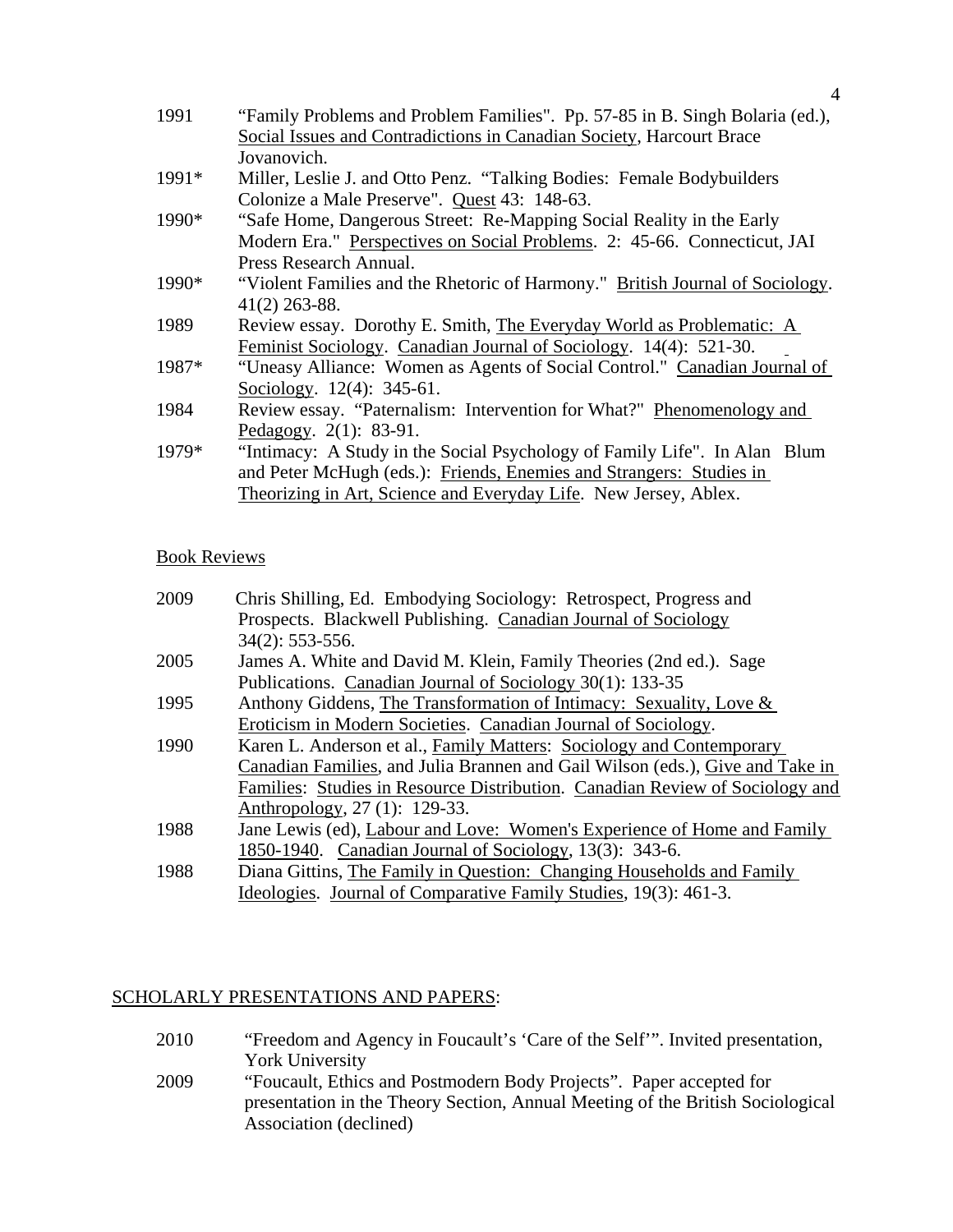1991 "Family Problems and Problem Families". Pp. 57-85 in B. Singh Bolaria (ed.), Social Issues and Contradictions in Canadian Society, Harcourt Brace Jovanovich.

1991* Miller, Leslie J. and Otto Penz. "Talking Bodies: Female Bodybuilders Colonize a Male Preserve". Quest 43: 148-63.

1990* "Safe Home, Dangerous Street: Re-Mapping Social Reality in the Early Modern Era." Perspectives on Social Problems. 2: 45-66. Connecticut, JAI Press Research Annual.

1990* "Violent Families and the Rhetoric of Harmony." British Journal of Sociology. 41(2) 263-88.

1989 Review essay. Dorothy E. Smith, The Everyday World as Problematic: A Feminist Sociology. Canadian Journal of Sociology. 14(4): 521-30.

1987* "Uneasy Alliance: Women as Agents of Social Control." Canadian Journal of Sociology. 12(4): 345-61.

1984 Review essay. "Paternalism: Intervention for What?" Phenomenology and Pedagogy. 2(1): 83-91.

1979* "Intimacy: A Study in the Social Psychology of Family Life". In Alan Blum and Peter McHugh (eds.): Friends, Enemies and Strangers: Studies in Theorizing in Art, Science and Everyday Life. New Jersey, Ablex.

Book Reviews

2009 Chris Shilling, Ed. Embodying Sociology: Retrospect, Progress and Prospects. Blackwell Publishing. Canadian Journal of Sociology 34(2): 553-556.

2005 James A. White and David M. Klein, Family Theories (2nd ed.). Sage Publications. Canadian Journal of Sociology 30(1): 133-35

1995 Anthony Giddens, The Transformation of Intimacy: Sexuality, Love & Eroticism in Modern Societies. Canadian Journal of Sociology.

1990 Karen L. Anderson et al., Family Matters: Sociology and Contemporary Canadian Families, and Julia Brannen and Gail Wilson (eds.), Give and Take in Families: Studies in Resource Distribution. Canadian Review of Sociology and Anthropology, 27 (1): 129-33.

1988 Jane Lewis (ed), Labour and Love: Women's Experience of Home and Family 1850-1940. Canadian Journal of Sociology, 13(3): 343-6.

1988 Diana Gittins, The Family in Question: Changing Households and Family Ideologies. Journal of Comparative Family Studies, 19(3): 461-3.

## SCHOLARLY PRESENTATIONS AND PAPERS:

2010 "Freedom and Agency in Foucault's 'Care of the Self'". Invited presentation, York University

2009 "Foucault, Ethics and Postmodern Body Projects". Paper accepted for presentation in the Theory Section, Annual Meeting of the British Sociological Association (declined)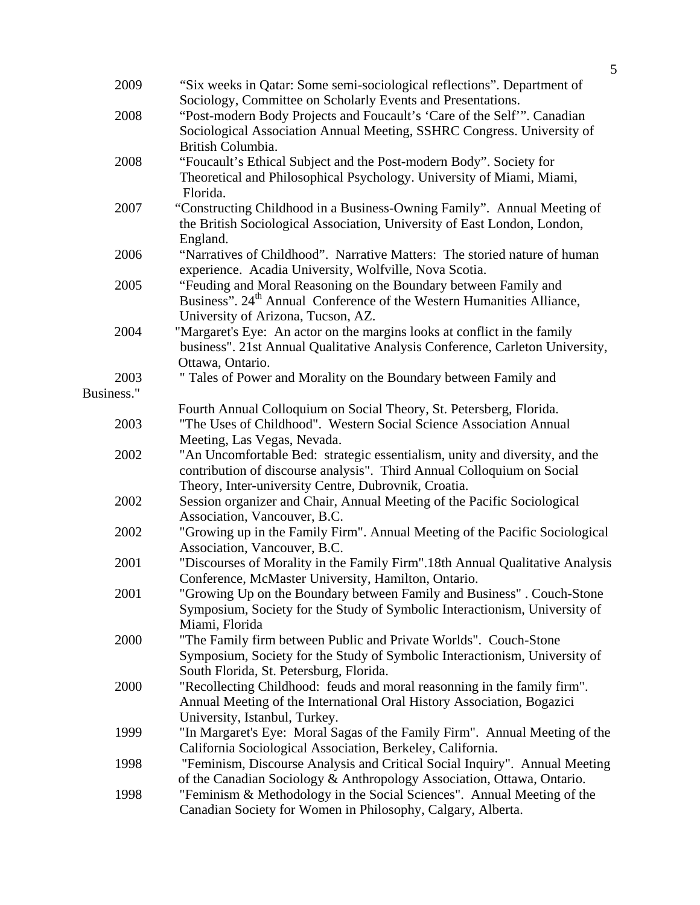2009 "Six weeks in Qatar: Some semi-sociological reflections". Department of Sociology, Committee on Scholarly Events and Presentations.

2008 "Post-modern Body Projects and Foucault's 'Care of the Self'". Canadian Sociological Association Annual Meeting, SSHRC Congress. University of British Columbia.

2008 "Foucault's Ethical Subject and the Post-modern Body". Society for Theoretical and Philosophical Psychology. University of Miami, Miami, Florida.

2007 "Constructing Childhood in a Business-Owning Family". Annual Meeting of the British Sociological Association, University of East London, London, England.

2006 "Narratives of Childhood". Narrative Matters: The storied nature of human experience. Acadia University, Wolfville, Nova Scotia.

2005 "Feuding and Moral Reasoning on the Boundary between Family and Business". 24th Annual Conference of the Western Humanities Alliance, University of Arizona, Tucson, AZ.

2004 "Margaret's Eye: An actor on the margins looks at conflict in the family business". 21st Annual Qualitative Analysis Conference, Carleton University, Ottawa, Ontario.

2003 " Tales of Power and Morality on the Boundary between Family and Business." Fourth Annual Colloquium on Social Theory, St. Petersberg, Florida.

2003 "The Uses of Childhood". Western Social Science Association Annual Meeting, Las Vegas, Nevada.

2002 "An Uncomfortable Bed: strategic essentialism, unity and diversity, and the contribution of discourse analysis". Third Annual Colloquium on Social Theory, Inter-university Centre, Dubrovnik, Croatia.

2002 Session organizer and Chair, Annual Meeting of the Pacific Sociological Association, Vancouver, B.C.

2002 "Growing up in the Family Firm". Annual Meeting of the Pacific Sociological Association, Vancouver, B.C.

2001 "Discourses of Morality in the Family Firm".18th Annual Qualitative Analysis Conference, McMaster University, Hamilton, Ontario.

2001 "Growing Up on the Boundary between Family and Business" . Couch-Stone Symposium, Society for the Study of Symbolic Interactionism, University of Miami, Florida

2000 "The Family firm between Public and Private Worlds". Couch-Stone Symposium, Society for the Study of Symbolic Interactionism, University of South Florida, St. Petersburg, Florida.

2000 "Recollecting Childhood: feuds and moral reasonning in the family firm". Annual Meeting of the International Oral History Association, Bogazici University, Istanbul, Turkey.

1999 "In Margaret's Eye: Moral Sagas of the Family Firm". Annual Meeting of the California Sociological Association, Berkeley, California.

1998 "Feminism, Discourse Analysis and Critical Social Inquiry". Annual Meeting of the Canadian Sociology & Anthropology Association, Ottawa, Ontario.

1998 "Feminism & Methodology in the Social Sciences". Annual Meeting of the Canadian Society for Women in Philosophy, Calgary, Alberta.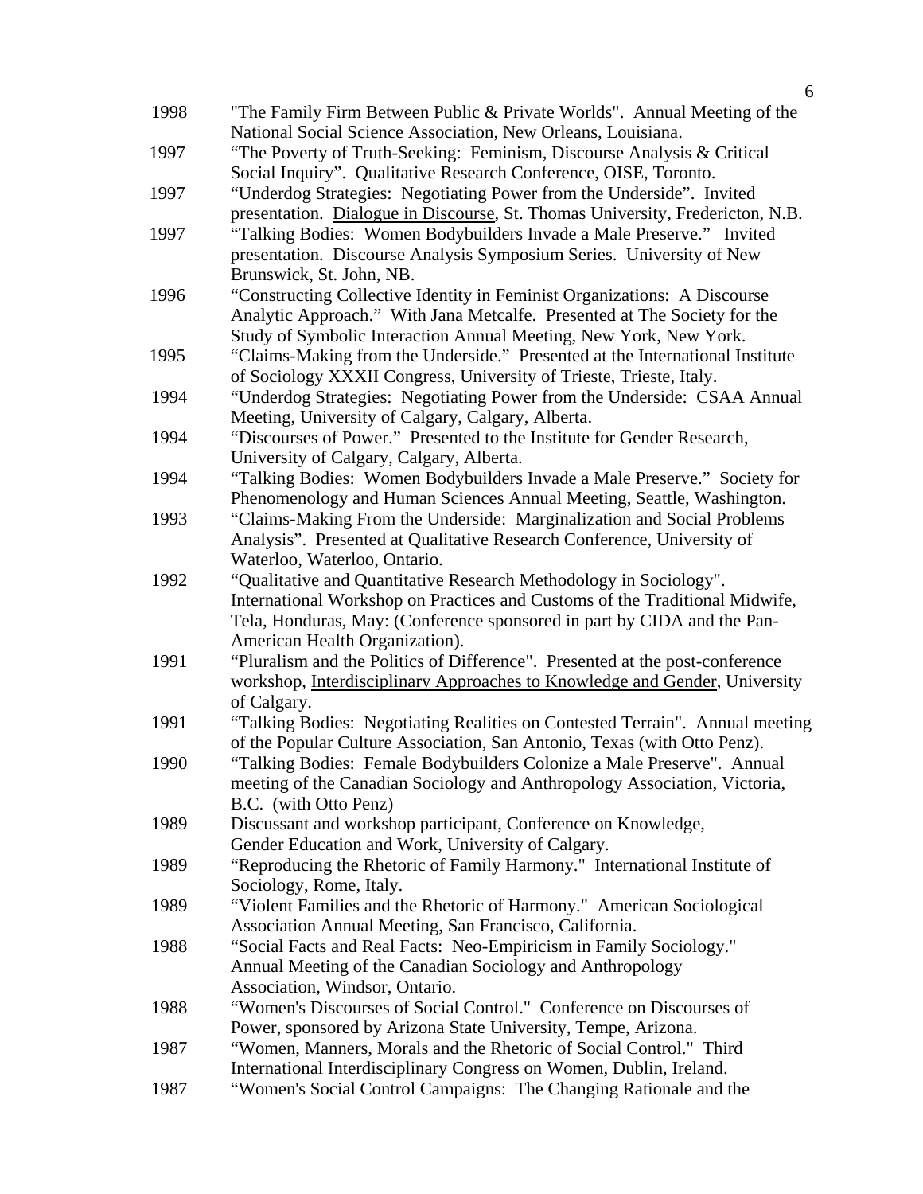1998 "The Family Firm Between Public & Private Worlds". Annual Meeting of the National Social Science Association, New Orleans, Louisiana.

1997 "The Poverty of Truth-Seeking: Feminism, Discourse Analysis & Critical Social Inquiry". Qualitative Research Conference, OISE, Toronto.

1997 "Underdog Strategies: Negotiating Power from the Underside". Invited presentation. Dialogue in Discourse, St. Thomas University, Fredericton, N.B.

1997 "Talking Bodies: Women Bodybuilders Invade a Male Preserve." Invited presentation. Discourse Analysis Symposium Series. University of New Brunswick, St. John, NB.

1996 "Constructing Collective Identity in Feminist Organizations: A Discourse Analytic Approach." With Jana Metcalfe. Presented at The Society for the Study of Symbolic Interaction Annual Meeting, New York, New York.

1995 "Claims-Making from the Underside." Presented at the International Institute of Sociology XXXII Congress, University of Trieste, Trieste, Italy.

1994 "Underdog Strategies: Negotiating Power from the Underside: CSAA Annual Meeting, University of Calgary, Calgary, Alberta.

1994 "Discourses of Power." Presented to the Institute for Gender Research, University of Calgary, Calgary, Alberta.

1994 "Talking Bodies: Women Bodybuilders Invade a Male Preserve." Society for Phenomenology and Human Sciences Annual Meeting, Seattle, Washington.

1993 "Claims-Making From the Underside: Marginalization and Social Problems Analysis". Presented at Qualitative Research Conference, University of Waterloo, Waterloo, Ontario.

1992 "Qualitative and Quantitative Research Methodology in Sociology". International Workshop on Practices and Customs of the Traditional Midwife, Tela, Honduras, May: (Conference sponsored in part by CIDA and the Pan-American Health Organization).

1991 "Pluralism and the Politics of Difference". Presented at the post-conference workshop, Interdisciplinary Approaches to Knowledge and Gender, University of Calgary.

1991 "Talking Bodies: Negotiating Realities on Contested Terrain". Annual meeting of the Popular Culture Association, San Antonio, Texas (with Otto Penz).

1990 "Talking Bodies: Female Bodybuilders Colonize a Male Preserve". Annual meeting of the Canadian Sociology and Anthropology Association, Victoria, B.C. (with Otto Penz)

1989 Discussant and workshop participant, Conference on Knowledge, Gender Education and Work, University of Calgary.

1989 "Reproducing the Rhetoric of Family Harmony." International Institute of Sociology, Rome, Italy.

1989 "Violent Families and the Rhetoric of Harmony." American Sociological Association Annual Meeting, San Francisco, California.

1988 "Social Facts and Real Facts: Neo-Empiricism in Family Sociology." Annual Meeting of the Canadian Sociology and Anthropology Association, Windsor, Ontario.

1988 "Women's Discourses of Social Control." Conference on Discourses of Power, sponsored by Arizona State University, Tempe, Arizona.

1987 "Women, Manners, Morals and the Rhetoric of Social Control." Third International Interdisciplinary Congress on Women, Dublin, Ireland.

1987 "Women's Social Control Campaigns: The Changing Rationale and the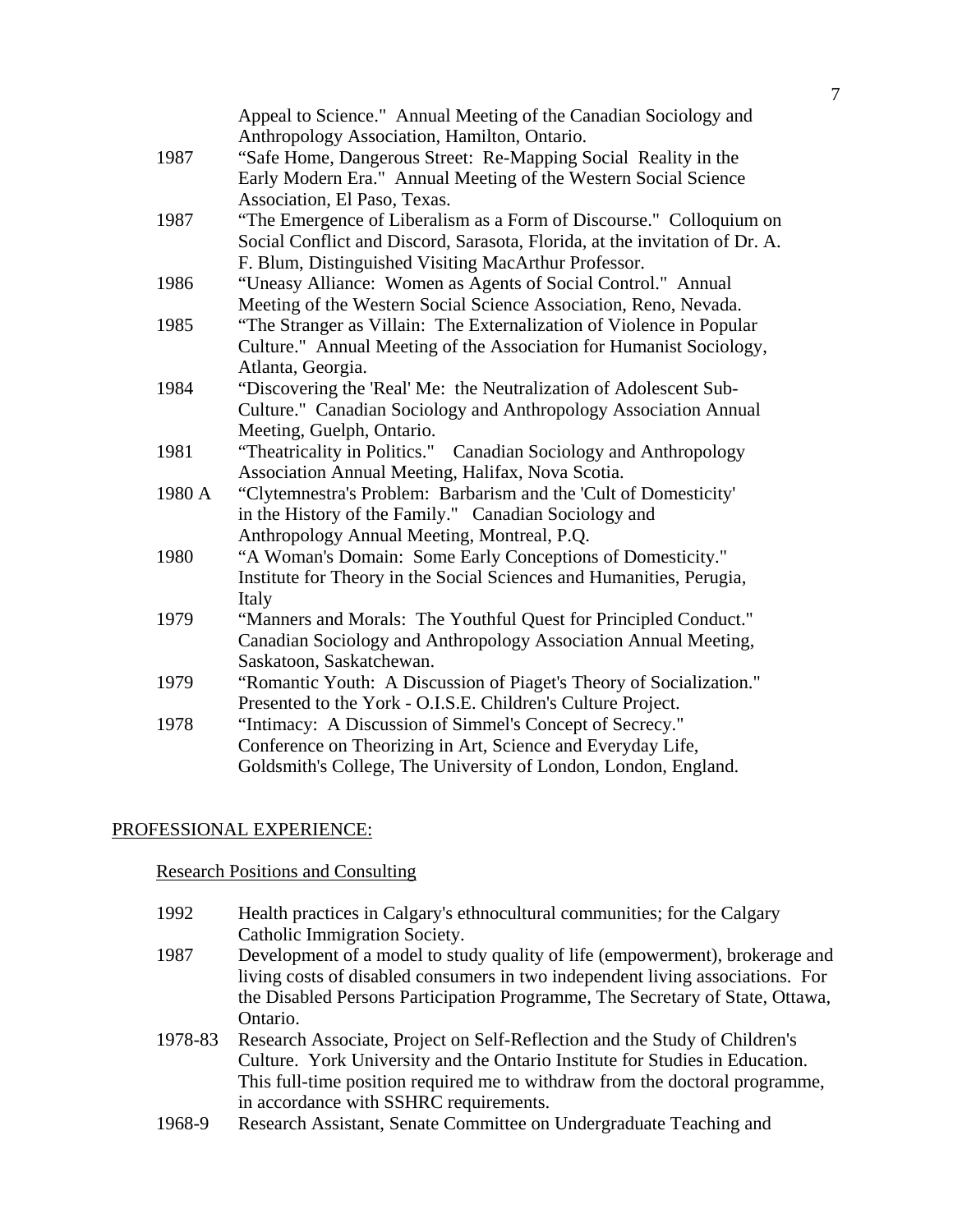Appeal to Science." Annual Meeting of the Canadian Sociology and Anthropology Association, Hamilton, Ontario.

1987 "Safe Home, Dangerous Street: Re-Mapping Social Reality in the Early Modern Era." Annual Meeting of the Western Social Science Association, El Paso, Texas.

1987 "The Emergence of Liberalism as a Form of Discourse." Colloquium on Social Conflict and Discord, Sarasota, Florida, at the invitation of Dr. A. F. Blum, Distinguished Visiting MacArthur Professor.

1986 "Uneasy Alliance: Women as Agents of Social Control." Annual Meeting of the Western Social Science Association, Reno, Nevada.

1985 "The Stranger as Villain: The Externalization of Violence in Popular Culture." Annual Meeting of the Association for Humanist Sociology, Atlanta, Georgia.

1984 "Discovering the 'Real' Me: the Neutralization of Adolescent Sub-Culture." Canadian Sociology and Anthropology Association Annual Meeting, Guelph, Ontario.

1981 "Theatricality in Politics." Canadian Sociology and Anthropology Association Annual Meeting, Halifax, Nova Scotia.

1980 A "Clytemnestra's Problem: Barbarism and the 'Cult of Domesticity' in the History of the Family." Canadian Sociology and Anthropology Annual Meeting, Montreal, P.Q.

1980 "A Woman's Domain: Some Early Conceptions of Domesticity." Institute for Theory in the Social Sciences and Humanities, Perugia, Italy

1979 "Manners and Morals: The Youthful Quest for Principled Conduct." Canadian Sociology and Anthropology Association Annual Meeting, Saskatoon, Saskatchewan.

1979 "Romantic Youth: A Discussion of Piaget's Theory of Socialization." Presented to the York - O.I.S.E. Children's Culture Project.

1978 "Intimacy: A Discussion of Simmel's Concept of Secrecy." Conference on Theorizing in Art, Science and Everyday Life, Goldsmith's College, The University of London, London, England.

## PROFESSIONAL EXPERIENCE:

### Research Positions and Consulting

1992 Health practices in Calgary's ethnocultural communities; for the Calgary Catholic Immigration Society.

1987 Development of a model to study quality of life (empowerment), brokerage and living costs of disabled consumers in two independent living associations. For the Disabled Persons Participation Programme, The Secretary of State, Ottawa, Ontario.

1978-83 Research Associate, Project on Self-Reflection and the Study of Children's Culture. York University and the Ontario Institute for Studies in Education. This full-time position required me to withdraw from the doctoral programme, in accordance with SSHRC requirements.

1968-9 Research Assistant, Senate Committee on Undergraduate Teaching and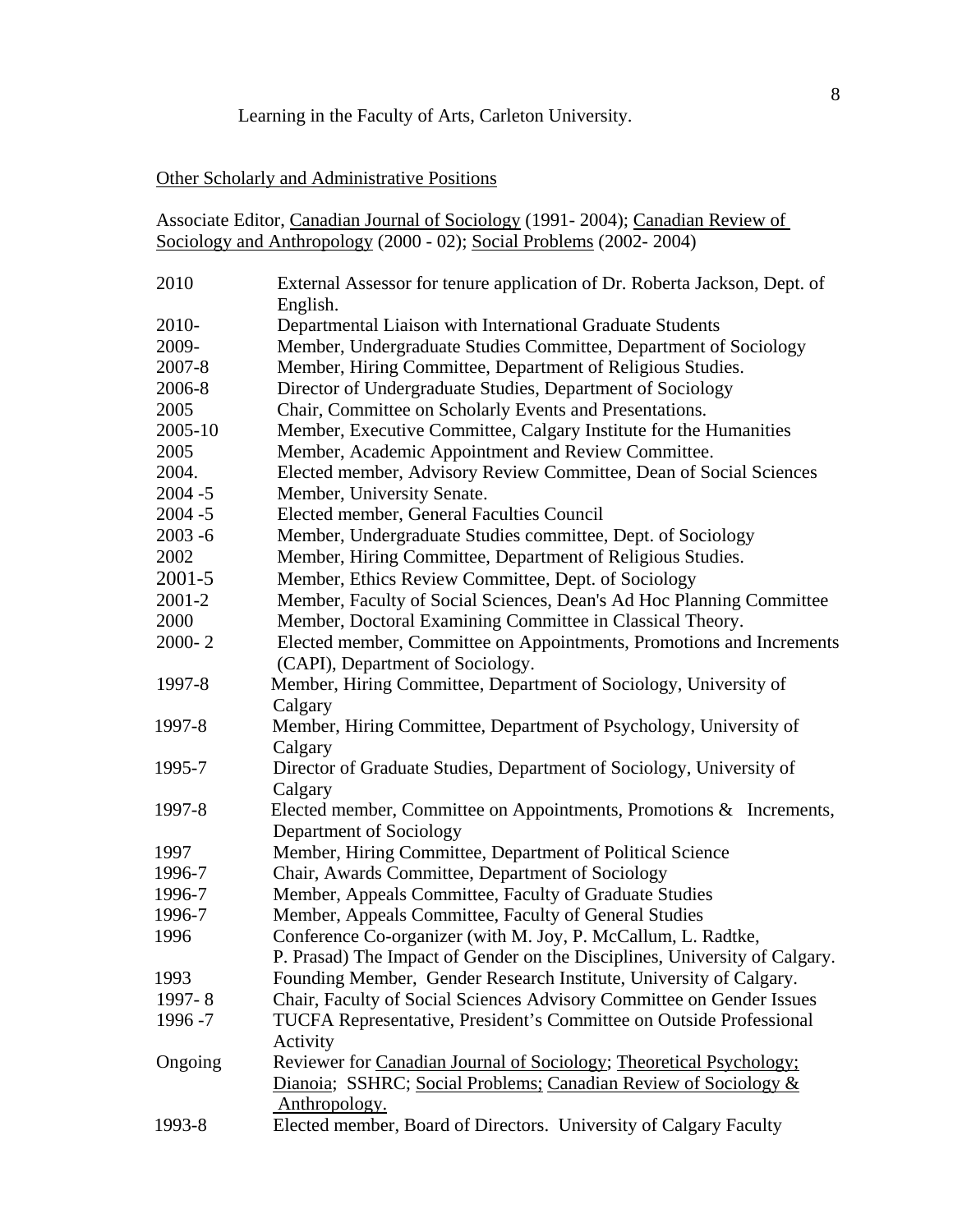Learning in the Faculty of Arts, Carleton University.

Other Scholarly and Administrative Positions

Associate Editor, Canadian Journal of Sociology (1991- 2004); Canadian Review of Sociology and Anthropology (2000 - 02); Social Problems (2002- 2004)

| | |
|---|---|
| 2010 | External Assessor for tenure application of Dr. Roberta Jackson, Dept. of English. |
| 2010- | Departmental Liaison with International Graduate Students |
| 2009- | Member, Undergraduate Studies Committee, Department of Sociology |
| 2007-8 | Member, Hiring Committee, Department of Religious Studies. |
| 2006-8 | Director of Undergraduate Studies, Department of Sociology |
| 2005 | Chair, Committee on Scholarly Events and Presentations. |
| 2005-10 | Member, Executive Committee, Calgary Institute for the Humanities |
| 2005 | Member, Academic Appointment and Review Committee. |
| 2004. | Elected member, Advisory Review Committee, Dean of Social Sciences |
| 2004 -5 | Member, University Senate. |
| 2004 -5 | Elected member, General Faculties Council |
| 2003 -6 | Member, Undergraduate Studies committee, Dept. of Sociology |
| 2002 | Member, Hiring Committee, Department of Religious Studies. |
| 2001-5 | Member, Ethics Review Committee, Dept. of Sociology |
| 2001-2 | Member, Faculty of Social Sciences, Dean's Ad Hoc Planning Committee |
| 2000 | Member, Doctoral Examining Committee in Classical Theory. |
| 2000- 2 | Elected member, Committee on Appointments, Promotions and Increments (CAPI), Department of Sociology. |
| 1997-8 | Member, Hiring Committee, Department of Sociology, University of Calgary |
| 1997-8 | Member, Hiring Committee, Department of Psychology, University of Calgary |
| 1995-7 | Director of Graduate Studies, Department of Sociology, University of Calgary |
| 1997-8 | Elected member, Committee on Appointments, Promotions & Increments, Department of Sociology |
| 1997 | Member, Hiring Committee, Department of Political Science |
| 1996-7 | Chair, Awards Committee, Department of Sociology |
| 1996-7 | Member, Appeals Committee, Faculty of Graduate Studies |
| 1996-7 | Member, Appeals Committee, Faculty of General Studies |
| 1996 | Conference Co-organizer (with M. Joy, P. McCallum, L. Radtke, P. Prasad) The Impact of Gender on the Disciplines, University of Calgary. |
| 1993 | Founding Member, Gender Research Institute, University of Calgary. |
| 1997- 8 | Chair, Faculty of Social Sciences Advisory Committee on Gender Issues |
| 1996 -7 | TUCFA Representative, President's Committee on Outside Professional Activity |
| Ongoing | Reviewer for Canadian Journal of Sociology; Theoretical Psychology; Dianoia; SSHRC; Social Problems; Canadian Review of Sociology & Anthropology. |
| 1993-8 | Elected member, Board of Directors. University of Calgary Faculty |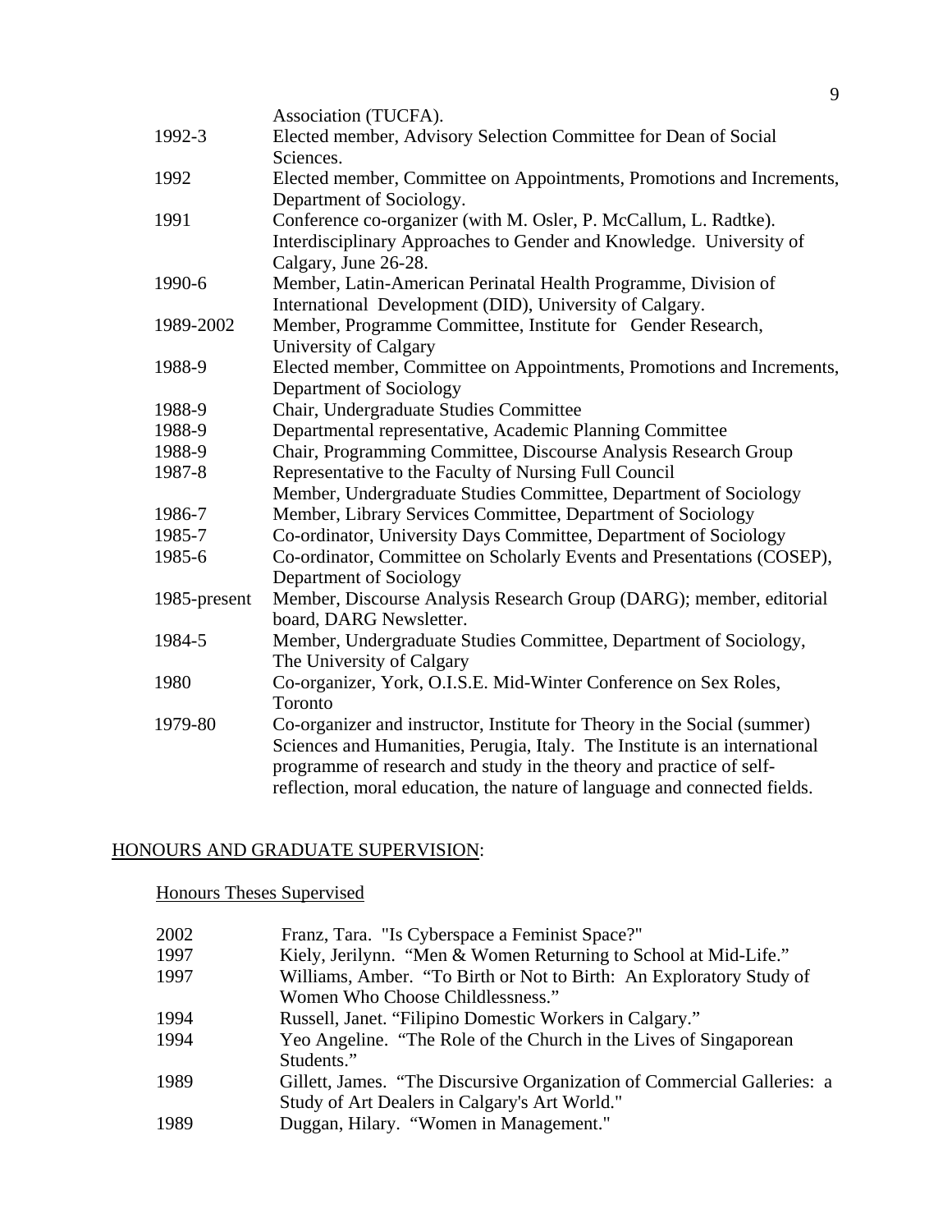| | |
|---|---|
| | Association (TUCFA). |
| 1992-3 | Elected member, Advisory Selection Committee for Dean of Social Sciences. |
| 1992 | Elected member, Committee on Appointments, Promotions and Increments, Department of Sociology. |
| 1991 | Conference co-organizer (with M. Osler, P. McCallum, L. Radtke). Interdisciplinary Approaches to Gender and Knowledge. University of Calgary, June 26-28. |
| 1990-6 | Member, Latin-American Perinatal Health Programme, Division of International Development (DID), University of Calgary. |
| 1989-2002 | Member, Programme Committee, Institute for Gender Research, University of Calgary |
| 1988-9 | Elected member, Committee on Appointments, Promotions and Increments, Department of Sociology |
| 1988-9 | Chair, Undergraduate Studies Committee |
| 1988-9 | Departmental representative, Academic Planning Committee |
| 1988-9 | Chair, Programming Committee, Discourse Analysis Research Group |
| 1987-8 | Representative to the Faculty of Nursing Full Council<br>Member, Undergraduate Studies Committee, Department of Sociology |
| 1986-7 | Member, Library Services Committee, Department of Sociology |
| 1985-7 | Co-ordinator, University Days Committee, Department of Sociology |
| 1985-6 | Co-ordinator, Committee on Scholarly Events and Presentations (COSEP), Department of Sociology |
| 1985-present | Member, Discourse Analysis Research Group (DARG); member, editorial board, DARG Newsletter. |
| 1984-5 | Member, Undergraduate Studies Committee, Department of Sociology, The University of Calgary |
| 1980 | Co-organizer, York, O.I.S.E. Mid-Winter Conference on Sex Roles, Toronto |
| 1979-80 | Co-organizer and instructor, Institute for Theory in the Social (summer) Sciences and Humanities, Perugia, Italy. The Institute is an international programme of research and study in the theory and practice of self-reflection, moral education, the nature of language and connected fields. |

## HONOURS AND GRADUATE SUPERVISION:

### Honours Theses Supervised

| | |
|---|---|
| 2002 | Franz, Tara. "Is Cyberspace a Feminist Space?" |
| 1997 | Kiely, Jerilynn. "Men & Women Returning to School at Mid-Life." |
| 1997 | Williams, Amber. "To Birth or Not to Birth: An Exploratory Study of Women Who Choose Childlessness." |
| 1994 | Russell, Janet. "Filipino Domestic Workers in Calgary." |
| 1994 | Yeo Angeline. "The Role of the Church in the Lives of Singaporean Students." |
| 1989 | Gillett, James. "The Discursive Organization of Commercial Galleries: a Study of Art Dealers in Calgary's Art World." |
| 1989 | Duggan, Hilary. "Women in Management." |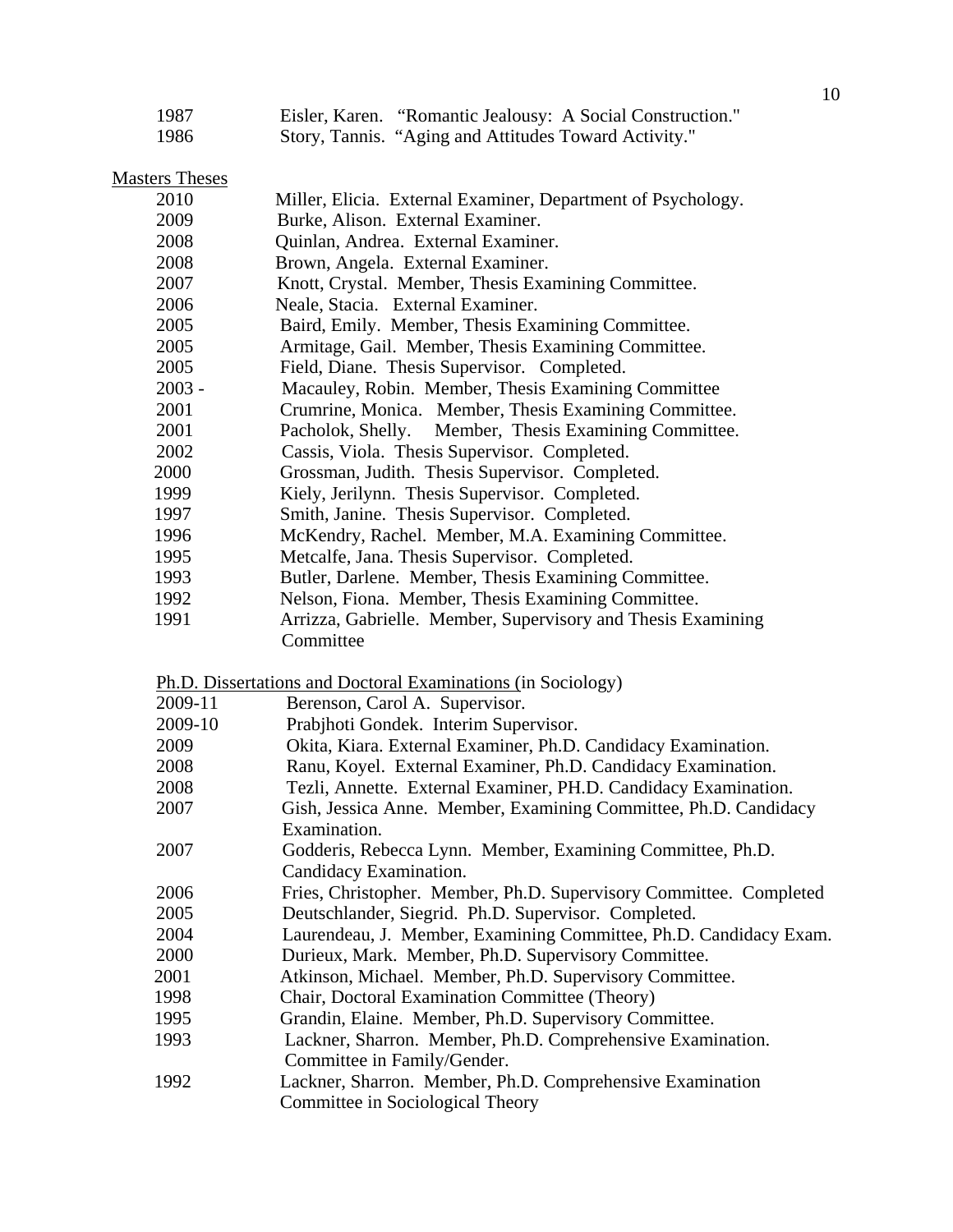| | |
|---|---|
| 1987 | Eisler, Karen. "Romantic Jealousy: A Social Construction." |
| 1986 | Story, Tannis. "Aging and Attitudes Toward Activity." |

Masters Theses

| | |
|---|---|
| 2010 | Miller, Elicia. External Examiner, Department of Psychology. |
| 2009 | Burke, Alison. External Examiner. |
| 2008 | Quinlan, Andrea. External Examiner. |
| 2008 | Brown, Angela. External Examiner. |
| 2007 | Knott, Crystal. Member, Thesis Examining Committee. |
| 2006 | Neale, Stacia. External Examiner. |
| 2005 | Baird, Emily. Member, Thesis Examining Committee. |
| 2005 | Armitage, Gail. Member, Thesis Examining Committee. |
| 2005 | Field, Diane. Thesis Supervisor. Completed. |
| 2003 - | Macauley, Robin. Member, Thesis Examining Committee |
| 2001 | Crumrine, Monica. Member, Thesis Examining Committee. |
| 2001 | Pacholok, Shelly. Member, Thesis Examining Committee. |
| 2002 | Cassis, Viola. Thesis Supervisor. Completed. |
| 2000 | Grossman, Judith. Thesis Supervisor. Completed. |
| 1999 | Kiely, Jerilynn. Thesis Supervisor. Completed. |
| 1997 | Smith, Janine. Thesis Supervisor. Completed. |
| 1996 | McKendry, Rachel. Member, M.A. Examining Committee. |
| 1995 | Metcalfe, Jana. Thesis Supervisor. Completed. |
| 1993 | Butler, Darlene. Member, Thesis Examining Committee. |
| 1992 | Nelson, Fiona. Member, Thesis Examining Committee. |
| 1991 | Arrizza, Gabrielle. Member, Supervisory and Thesis Examining Committee |

Ph.D. Dissertations and Doctoral Examinations (in Sociology)

| | |
|---|---|
| 2009-11 | Berenson, Carol A. Supervisor. |
| 2009-10 | Prabjhoti Gondek. Interim Supervisor. |
| 2009 | Okita, Kiara. External Examiner, Ph.D. Candidacy Examination. |
| 2008 | Ranu, Koyel. External Examiner, Ph.D. Candidacy Examination. |
| 2008 | Tezli, Annette. External Examiner, PH.D. Candidacy Examination. |
| 2007 | Gish, Jessica Anne. Member, Examining Committee, Ph.D. Candidacy Examination. |
| 2007 | Godderis, Rebecca Lynn. Member, Examining Committee, Ph.D. Candidacy Examination. |
| 2006 | Fries, Christopher. Member, Ph.D. Supervisory Committee. Completed |
| 2005 | Deutschlander, Siegrid. Ph.D. Supervisor. Completed. |
| 2004 | Laurendeau, J. Member, Examining Committee, Ph.D. Candidacy Exam. |
| 2000 | Durieux, Mark. Member, Ph.D. Supervisory Committee. |
| 2001 | Atkinson, Michael. Member, Ph.D. Supervisory Committee. |
| 1998 | Chair, Doctoral Examination Committee (Theory) |
| 1995 | Grandin, Elaine. Member, Ph.D. Supervisory Committee. |
| 1993 | Lackner, Sharron. Member, Ph.D. Comprehensive Examination. Committee in Family/Gender. |
| 1992 | Lackner, Sharron. Member, Ph.D. Comprehensive Examination Committee in Sociological Theory |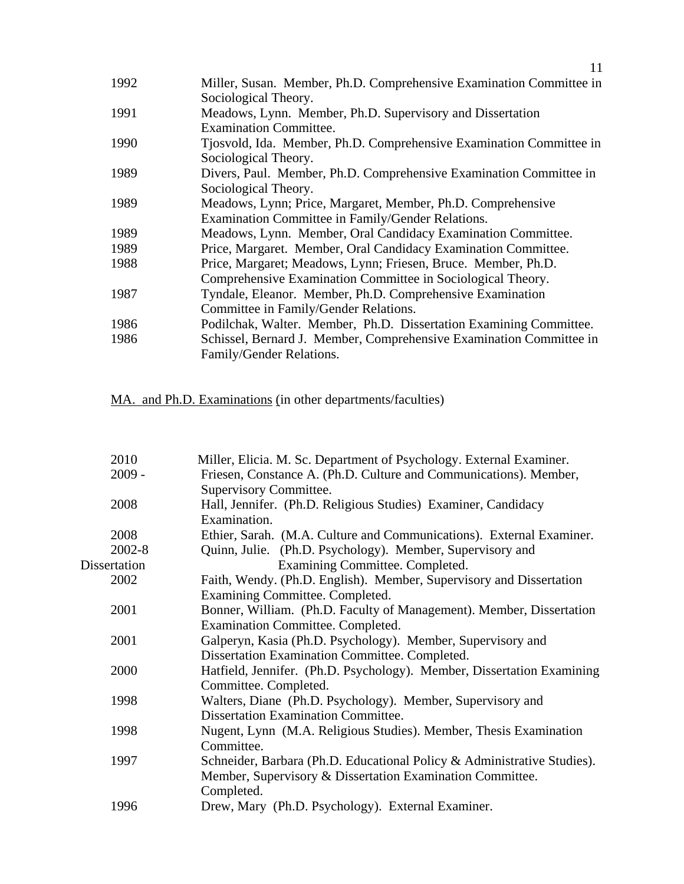1992 Miller, Susan. Member, Ph.D. Comprehensive Examination Committee in Sociological Theory.

1991 Meadows, Lynn. Member, Ph.D. Supervisory and Dissertation Examination Committee.

1990 Tjosvold, Ida. Member, Ph.D. Comprehensive Examination Committee in Sociological Theory.

1989 Divers, Paul. Member, Ph.D. Comprehensive Examination Committee in Sociological Theory.

1989 Meadows, Lynn; Price, Margaret, Member, Ph.D. Comprehensive Examination Committee in Family/Gender Relations.

1989 Meadows, Lynn. Member, Oral Candidacy Examination Committee.

1989 Price, Margaret. Member, Oral Candidacy Examination Committee.

1988 Price, Margaret; Meadows, Lynn; Friesen, Bruce. Member, Ph.D. Comprehensive Examination Committee in Sociological Theory.

1987 Tyndale, Eleanor. Member, Ph.D. Comprehensive Examination Committee in Family/Gender Relations.

1986 Podilchak, Walter. Member, Ph.D. Dissertation Examining Committee.

1986 Schissel, Bernard J. Member, Comprehensive Examination Committee in Family/Gender Relations.

<u>MA. and Ph.D. Examinations</u> (in other departments/faculties)

2010 Miller, Elicia. M. Sc. Department of Psychology. External Examiner.

2009 - Friesen, Constance A. (Ph.D. Culture and Communications). Member, Supervisory Committee.

2008 Hall, Jennifer. (Ph.D. Religious Studies) Examiner, Candidacy Examination.

2008 Ethier, Sarah. (M.A. Culture and Communications). External Examiner.

2002-8 Dissertation Quinn, Julie. (Ph.D. Psychology). Member, Supervisory and Examining Committee. Completed.

2002 Faith, Wendy. (Ph.D. English). Member, Supervisory and Dissertation Examining Committee. Completed.

2001 Bonner, William. (Ph.D. Faculty of Management). Member, Dissertation Examination Committee. Completed.

2001 Galperyn, Kasia (Ph.D. Psychology). Member, Supervisory and Dissertation Examination Committee. Completed.

2000 Hatfield, Jennifer. (Ph.D. Psychology). Member, Dissertation Examining Committee. Completed.

1998 Walters, Diane (Ph.D. Psychology). Member, Supervisory and Dissertation Examination Committee.

1998 Nugent, Lynn (M.A. Religious Studies). Member, Thesis Examination Committee.

1997 Schneider, Barbara (Ph.D. Educational Policy & Administrative Studies). Member, Supervisory & Dissertation Examination Committee. Completed.

1996 Drew, Mary (Ph.D. Psychology). External Examiner.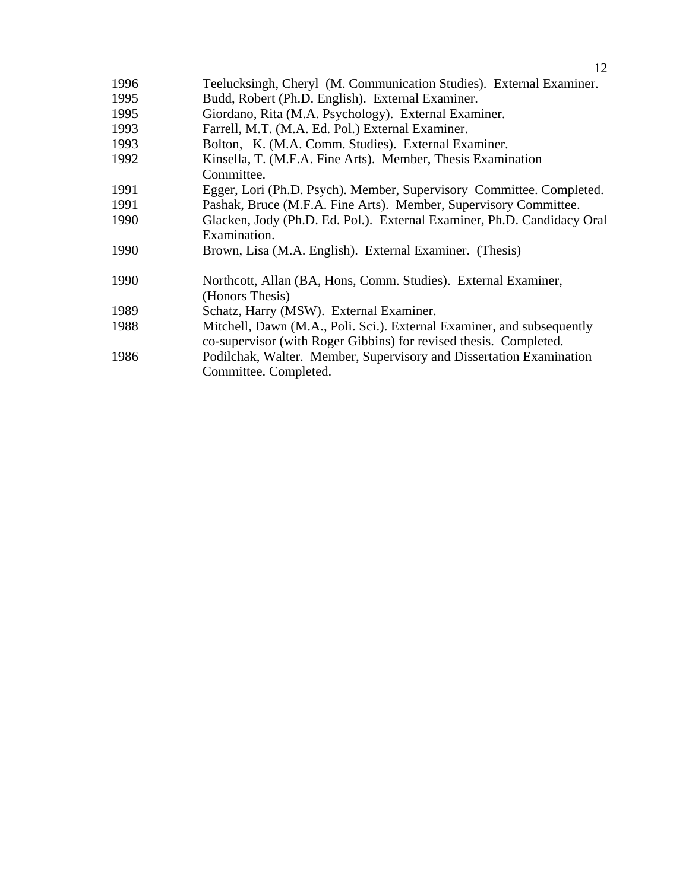| | |
|---|---|
| 1996 | Teelucksingh, Cheryl (M. Communication Studies). External Examiner. |
| 1995 | Budd, Robert (Ph.D. English). External Examiner. |
| 1995 | Giordano, Rita (M.A. Psychology). External Examiner. |
| 1993 | Farrell, M.T. (M.A. Ed. Pol.) External Examiner. |
| 1993 | Bolton, K. (M.A. Comm. Studies). External Examiner. |
| 1992 | Kinsella, T. (M.F.A. Fine Arts). Member, Thesis Examination Committee. |
| 1991 | Egger, Lori (Ph.D. Psych). Member, Supervisory Committee. Completed. |
| 1991 | Pashak, Bruce (M.F.A. Fine Arts). Member, Supervisory Committee. |
| 1990 | Glacken, Jody (Ph.D. Ed. Pol.). External Examiner, Ph.D. Candidacy Oral Examination. |
| 1990 | Brown, Lisa (M.A. English). External Examiner. (Thesis) |
| 1990 | Northcott, Allan (BA, Hons, Comm. Studies). External Examiner, (Honors Thesis) |
| 1989 | Schatz, Harry (MSW). External Examiner. |
| 1988 | Mitchell, Dawn (M.A., Poli. Sci.). External Examiner, and subsequently co-supervisor (with Roger Gibbins) for revised thesis. Completed. |
| 1986 | Podilchak, Walter. Member, Supervisory and Dissertation Examination Committee. Completed. |